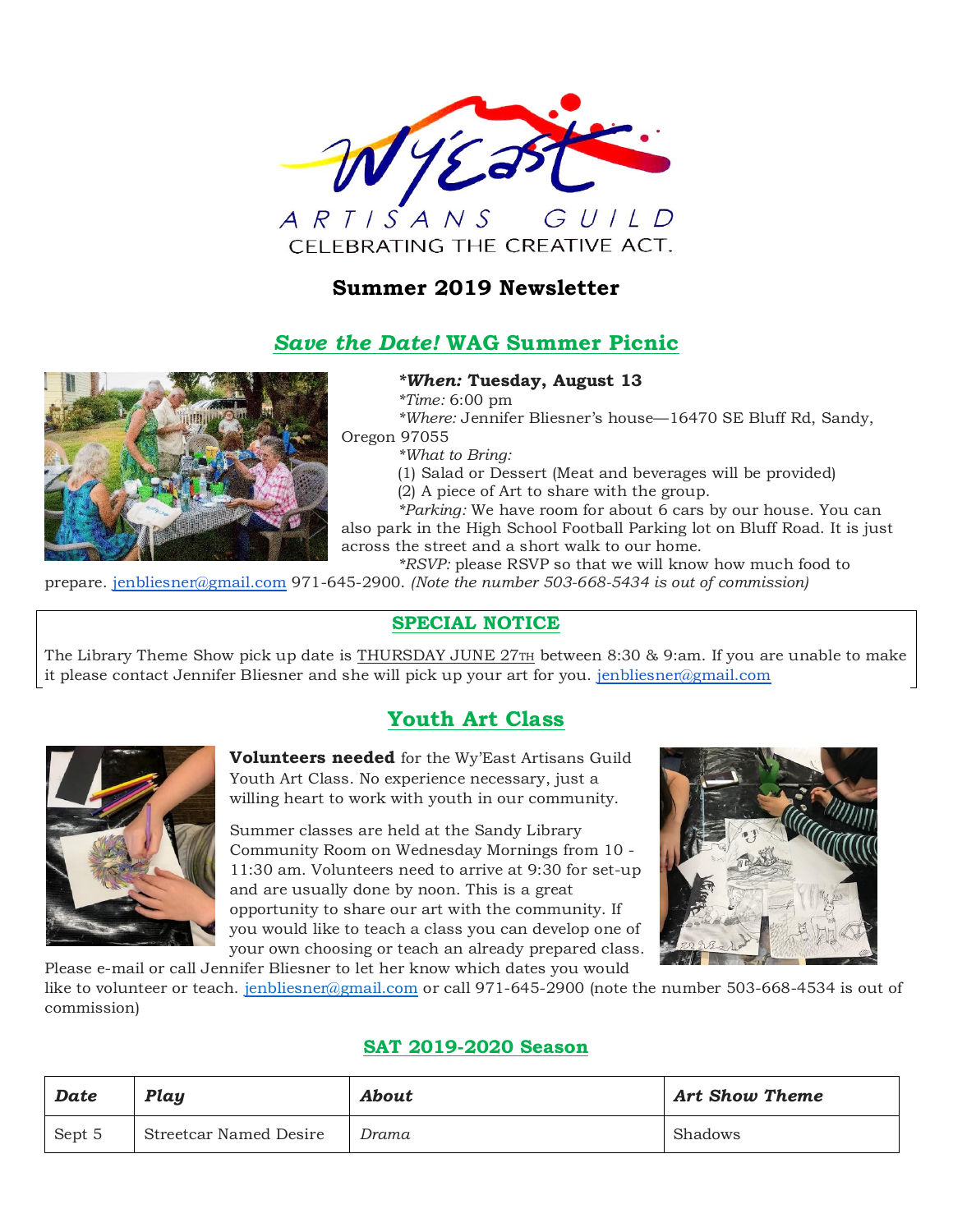Wy'East ARTISANS GUILD

CELEBRATING THE CREATIVE ACT.

# Summer 2019 Newsletter

## *Save the Date!* WAG Summer Picnic

***When:* Tuesday, August 13**

*\*Time:* 6:00 pm

*\*Where:* Jennifer Bliesner's house—16470 SE Bluff Rd, Sandy, Oregon 97055

*\*What to Bring:*

(1) Salad or Dessert (Meat and beverages will be provided)

(2) A piece of Art to share with the group.

*\*Parking:* We have room for about 6 cars by our house. You can also park in the High School Football Parking lot on Bluff Road. It is just across the street and a short walk to our home.

*\*RSVP:* please RSVP so that we will know how much food to prepare. jenbliesner@gmail.com 971-645-2900. *(Note the number 503-668-5434 is out of commission)*

## SPECIAL NOTICE

The Library Theme Show pick up date is THURSDAY JUNE 27TH between 8:30 & 9:am. If you are unable to make it please contact Jennifer Bliesner and she will pick up your art for you. jenbliesner@gmail.com

## Youth Art Class

**Volunteers needed** for the Wy'East Artisans Guild Youth Art Class. No experience necessary, just a willing heart to work with youth in our community.

Summer classes are held at the Sandy Library Community Room on Wednesday Mornings from 10 - 11:30 am. Volunteers need to arrive at 9:30 for set-up and are usually done by noon. This is a great opportunity to share our art with the community. If you would like to teach a class you can develop one of your own choosing or teach an already prepared class. Please e-mail or call Jennifer Bliesner to let her know which dates you would like to volunteer or teach. jenbliesner@gmail.com or call 971-645-2900 (note the number 503-668-4534 is out of commission)

## SAT 2019-2020 Season

| *Date* | *Play* | *About* | *Art Show Theme* |
|---|---|---|---|
| Sept 5 | Streetcar Named Desire | *Drama* | Shadows |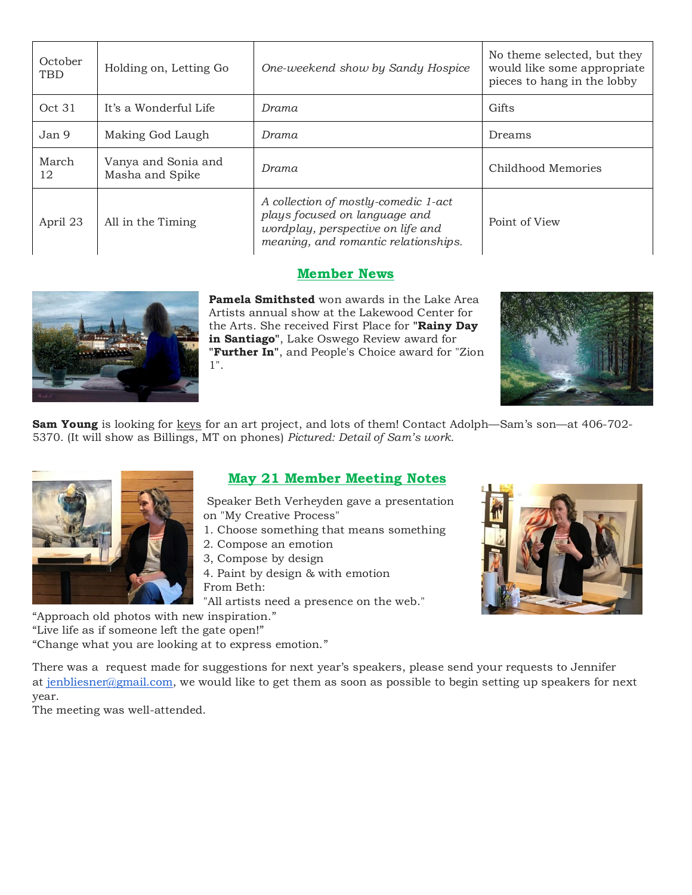| October TBD | Holding on, Letting Go | *One-weekend show by Sandy Hospice* | No theme selected, but they would like some appropriate pieces to hang in the lobby |
|---|---|---|---|
| Oct 31 | It's a Wonderful Life | *Drama* | Gifts |
| Jan 9 | Making God Laugh | *Drama* | Dreams |
| March 12 | Vanya and Sonia and Masha and Spike | *Drama* | Childhood Memories |
| April 23 | All in the Timing | *A collection of mostly-comedic 1-act plays focused on language and wordplay, perspective on life and meaning, and romantic relationships.* | Point of View |

## Member News

**Pamela Smithsted** won awards in the Lake Area Artists annual show at the Lakewood Center for the Arts. She received First Place for "**Rainy Day in Santiago**", Lake Oswego Review award for "**Further In**", and People's Choice award for "Zion 1".

**Sam Young** is looking for keys for an art project, and lots of them! Contact Adolph—Sam's son—at 406-702-5370. (It will show as Billings, MT on phones) *Pictured: Detail of Sam's work.*

## May 21 Member Meeting Notes

Speaker Beth Verheyden gave a presentation on "My Creative Process"

1. Choose something that means something
2. Compose an emotion
3, Compose by design
4. Paint by design & with emotion

From Beth:

"All artists need a presence on the web."

"Approach old photos with new inspiration."

"Live life as if someone left the gate open!"

"Change what you are looking at to express emotion."

There was a request made for suggestions for next year's speakers, please send your requests to Jennifer at jenbliesner@gmail.com, we would like to get them as soon as possible to begin setting up speakers for next year.

The meeting was well-attended.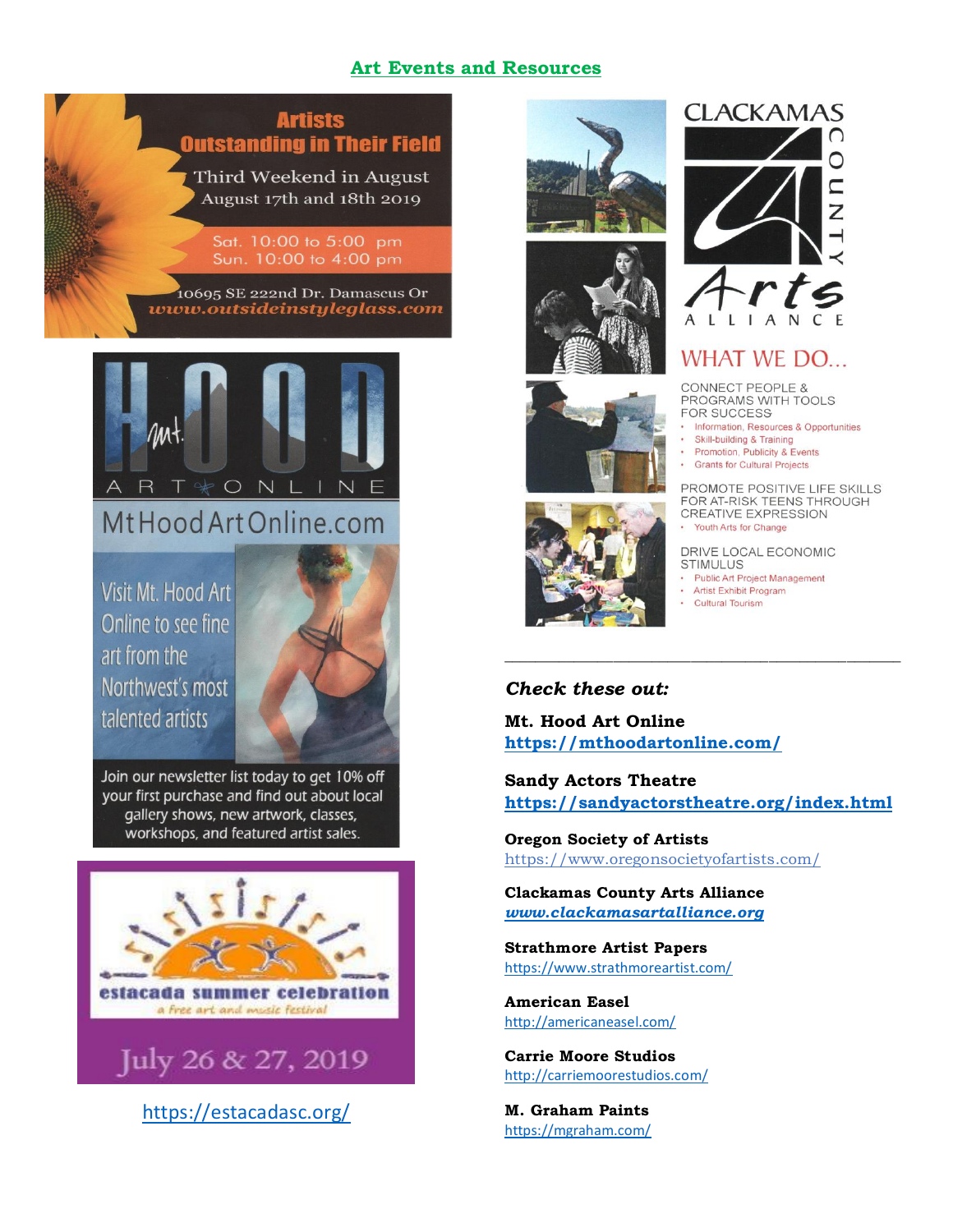## Art Events and Resources

**Artists Outstanding in Their Field**

Third Weekend in August
August 17th and 18th 2019

Sat. 10:00 to 5:00 pm
Sun. 10:00 to 4:00 pm

10695 SE 222nd Dr. Damascus Or
*www.outsideinstyleglass.com*

**Mt. HOOD ART ONLINE**

MtHoodArtOnline.com

Visit Mt. Hood Art Online to see fine art from the Northwest's most talented artists

Join our newsletter list today to get 10% off your first purchase and find out about local gallery shows, new artwork, classes, workshops, and featured artist sales.

**estacada summer celebration**
*a free art and music festival*

July 26 & 27, 2019

https://estacadasc.org/

**CLACKAMAS COUNTY Arts ALLIANCE**

### WHAT WE DO...

CONNECT PEOPLE & PROGRAMS WITH TOOLS FOR SUCCESS

- Information, Resources & Opportunities
- Skill-building & Training
- Promotion, Publicity & Events
- Grants for Cultural Projects

PROMOTE POSITIVE LIFE SKILLS FOR AT-RISK TEENS THROUGH CREATIVE EXPRESSION

- Youth Arts for Change

DRIVE LOCAL ECONOMIC STIMULUS

- Public Art Project Management
- Artist Exhibit Program
- Cultural Tourism

---

***Check these out:***

**Mt. Hood Art Online**
**https://mthoodartonline.com/**

**Sandy Actors Theatre**
**https://sandyactorstheatre.org/index.html**

**Oregon Society of Artists**
https://www.oregonsocietyofartists.com/

**Clackamas County Arts Alliance**
***www.clackamasartalliance.org***

**Strathmore Artist Papers**
https://www.strathmoreartist.com/

**American Easel**
http://americaneasel.com/

**Carrie Moore Studios**
http://carriemoorestudios.com/

**M. Graham Paints**
https://mgraham.com/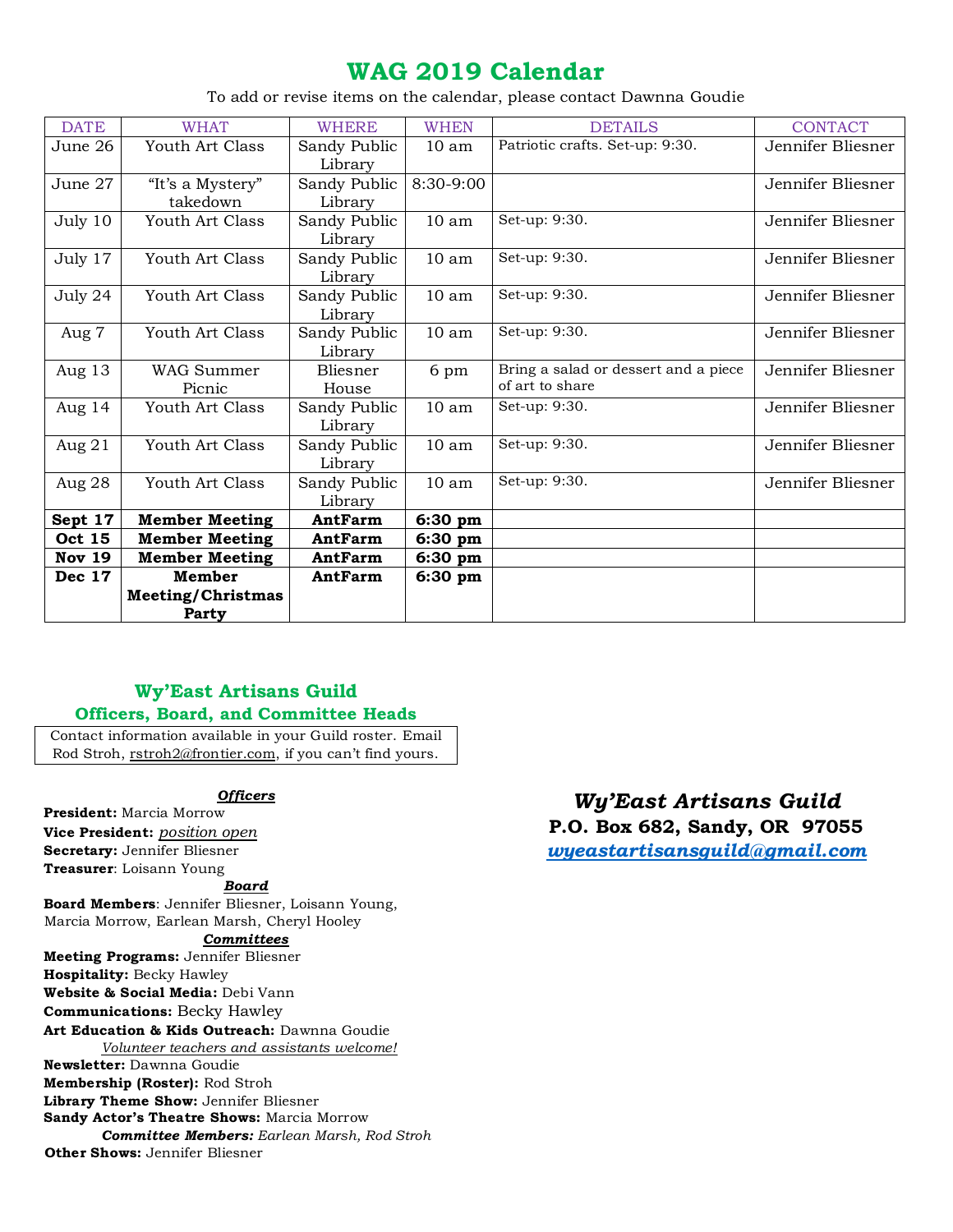# WAG 2019 Calendar

To add or revise items on the calendar, please contact Dawnna Goudie

| DATE | WHAT | WHERE | WHEN | DETAILS | CONTACT |
|---|---|---|---|---|---|
| June 26 | Youth Art Class | Sandy Public Library | 10 am | Patriotic crafts. Set-up: 9:30. | Jennifer Bliesner |
| June 27 | "It's a Mystery" takedown | Sandy Public Library | 8:30-9:00 | | Jennifer Bliesner |
| July 10 | Youth Art Class | Sandy Public Library | 10 am | Set-up: 9:30. | Jennifer Bliesner |
| July 17 | Youth Art Class | Sandy Public Library | 10 am | Set-up: 9:30. | Jennifer Bliesner |
| July 24 | Youth Art Class | Sandy Public Library | 10 am | Set-up: 9:30. | Jennifer Bliesner |
| Aug 7 | Youth Art Class | Sandy Public Library | 10 am | Set-up: 9:30. | Jennifer Bliesner |
| Aug 13 | WAG Summer Picnic | Bliesner House | 6 pm | Bring a salad or dessert and a piece of art to share | Jennifer Bliesner |
| Aug 14 | Youth Art Class | Sandy Public Library | 10 am | Set-up: 9:30. | Jennifer Bliesner |
| Aug 21 | Youth Art Class | Sandy Public Library | 10 am | Set-up: 9:30. | Jennifer Bliesner |
| Aug 28 | Youth Art Class | Sandy Public Library | 10 am | Set-up: 9:30. | Jennifer Bliesner |
| **Sept 17** | **Member Meeting** | **AntFarm** | **6:30 pm** | | |
| **Oct 15** | **Member Meeting** | **AntFarm** | **6:30 pm** | | |
| **Nov 19** | **Member Meeting** | **AntFarm** | **6:30 pm** | | |
| **Dec 17** | **Member Meeting/Christmas Party** | **AntFarm** | **6:30 pm** | | |

## Wy'East Artisans Guild
## Officers, Board, and Committee Heads

Contact information available in your Guild roster. Email Rod Stroh, rstroh2@frontier.com, if you can't find yours.

***Officers***

**President:** Marcia Morrow
**Vice President:** *position open*
**Secretary:** Jennifer Bliesner
**Treasurer**: Loisann Young

***Board***

**Board Members**: Jennifer Bliesner, Loisann Young, Marcia Morrow, Earlean Marsh, Cheryl Hooley

***Committees***

**Meeting Programs:** Jennifer Bliesner
**Hospitality:** Becky Hawley
**Website & Social Media:** Debi Vann
**Communications:** Becky Hawley
**Art Education & Kids Outreach:** Dawnna Goudie
*Volunteer teachers and assistants welcome!*
**Newsletter:** Dawnna Goudie
**Membership (Roster):** Rod Stroh
**Library Theme Show:** Jennifer Bliesner
**Sandy Actor's Theatre Shows:** Marcia Morrow
***Committee Members:*** *Earlean Marsh, Rod Stroh*
**Other Shows:** Jennifer Bliesner

***Wy'East Artisans Guild***
**P.O. Box 682, Sandy, OR 97055**
***wyeastartisansguild@gmail.com***